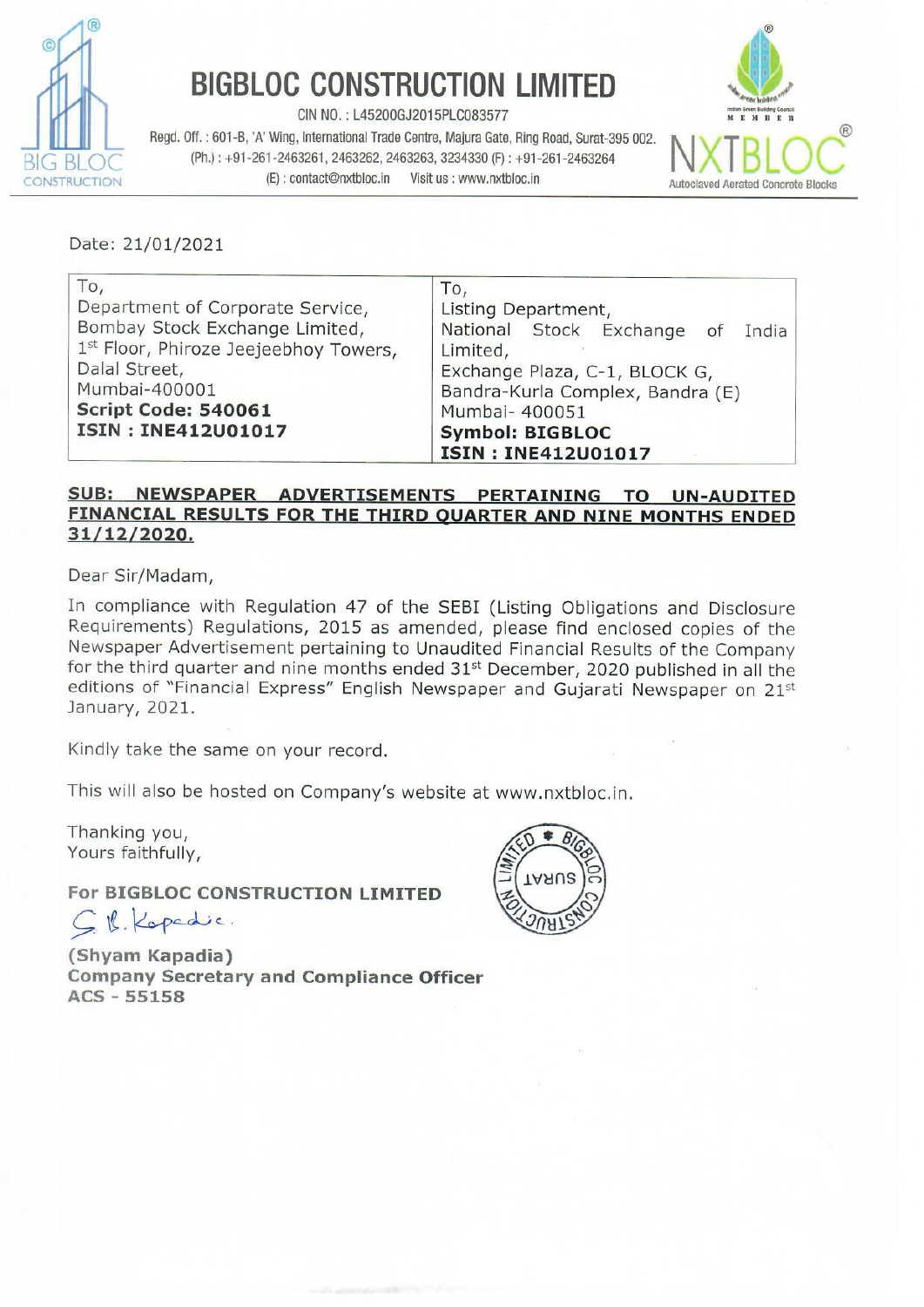# BIGBLOC CONSTRUCTION LIMITED

CIN NO. : L45200GJ2015PLC083577

Regd. Off. : 601-B, 'A' Wing, International Trade Centre, Majura Gate, Ring Road, Surat-395 002.
(Ph.) : +91-261-2463261, 2463262, 2463263, 3234330 (F) : +91-261-2463264
(E) : contact@nxtbloc.in Visit us : www.nxtbloc.in

NXTBLOC® Autoclaved Aerated Concrete Blocks

Date: 21/01/2021

| To, | To, |
|---|---|
| Department of Corporate Service,<br>Bombay Stock Exchange Limited,<br>1st Floor, Phiroze Jeejeebhoy Towers,<br>Dalal Street,<br>Mumbai-400001<br>**Script Code: 540061**<br>**ISIN : INE412U01017** | Listing Department,<br>National Stock Exchange of India Limited,<br>Exchange Plaza, C-1, BLOCK G,<br>Bandra-Kurla Complex, Bandra (E)<br>Mumbai- 400051<br>**Symbol: BIGBLOC**<br>**ISIN : INE412U01017** |

**SUB: NEWSPAPER ADVERTISEMENTS PERTAINING TO UN-AUDITED FINANCIAL RESULTS FOR THE THIRD QUARTER AND NINE MONTHS ENDED 31/12/2020.**

Dear Sir/Madam,

In compliance with Regulation 47 of the SEBI (Listing Obligations and Disclosure Requirements) Regulations, 2015 as amended, please find enclosed copies of the Newspaper Advertisement pertaining to Unaudited Financial Results of the Company for the third quarter and nine months ended 31st December, 2020 published in all the editions of "Financial Express" English Newspaper and Gujarati Newspaper on 21st January, 2021.

Kindly take the same on your record.

This will also be hosted on Company's website at www.nxtbloc.in.

Thanking you,
Yours faithfully,

**For BIGBLOC CONSTRUCTION LIMITED**

**(Shyam Kapadia)**
**Company Secretary and Compliance Officer**
**ACS - 55158**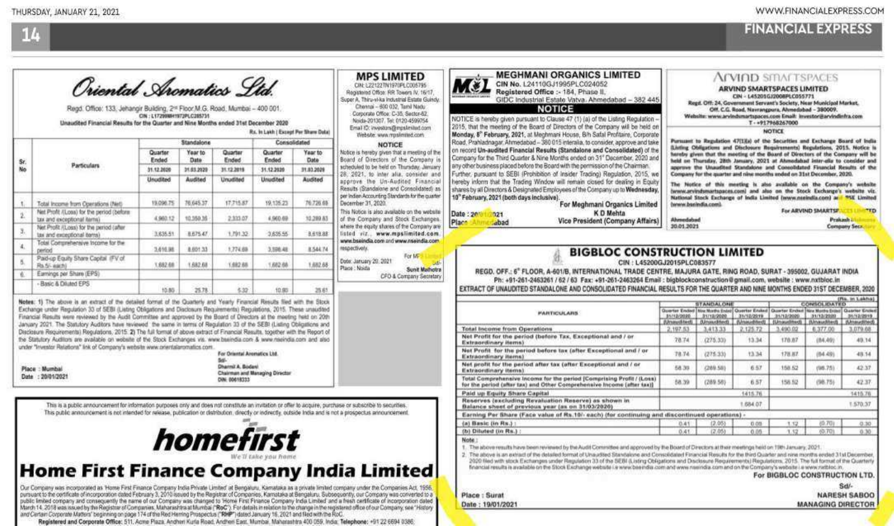# Oriental Aromatics Ltd.

Regd. Office: 133, Jehangir Building, 2nd Floor M.G. Road, Mumbai – 400 001.
CIN : L17299MH1972PLC285731

**Unaudited Financial Results for the Quarter and Nine Months ended 31st December 2020**

Rs. In Lakh ( Except Per Share Data)

| Sr. No | Particulars | Standalone | | | Consolidated | |
|---|---|---|---|---|---|---|
| | | Quarter Ended | Year to Date | Quarter Ended | Quarter Ended | Year to Date |
| | | 31.12.2020 | 31.03.2020 | 31.12.2019 | 31.12.2020 | 31.03.2020 |
| | | Unudited | Audited | Unudited | Unudited | Audited |
| 1. | Total Income from Operations (Net) | 19,096.75 | 76,645.37 | 17,715.87 | 19,135.23 | 76,726.69 |
| 2. | Net Profit / (Loss) for the period (before tax and exceptional items) | 4,960.12 | 10,350.35 | 2,333.07 | 4,960.69 | 10,289.83 |
| 3. | Net Profit / (Loss) for the period (after tax and exceptional items) | 3,635.51 | 8,675.47 | 1,791.32 | 3,635.55 | 8,618.88 |
| 4. | Total Comprehensive Income for the period | 3,616.98 | 8,601.33 | 1,774.69 | 3,598.48 | 8,544.74 |
| 5. | Paid-up Equity Share Capital (FV of Rs.5/- each) | 1,682.68 | 1,682.68 | 1,682.68 | 1,682.68 | 1,682.68 |
| 6. | Earnings per Share (EPS) | | | | | |
| | - Basic & Diluted EPS | 10.80 | 25.78 | 5.32 | 10.80 | 25.61 |

**Notes:** 1) The above is an extract of the detailed format of the Quarterly and Yearly Financial Results filed with the Stock Exchange under Regulation 33 of SEBI (Listing Obligations and Disclosure Requirements) Regulations, 2015. These unaudited Financial Results were reviewed by the Audit Committee and approved by the Board of Directors at the meeting held on 20th January 2021. The Statutory Auditors have reviewed the same in terms of Regulation 33 of the SEBI (Listing Obligations and Disclosure Requirements) Regulations, 2015. 2) The full format of above extract of Financial Results, together with the Report of the Statutory Auditors are available on website of the Stock Exchanges viz. www.bseindia.com & www.nseindia.com and also under "Investor Relations" link of Company's website www.orientalaromatics.com.

For Oriental Aromatics Ltd.
Sd/-
Dharmil A. Bodani
Chairman and Managing Director
DIN: 00618333

Place : Mumbai
Date : 20/01/2021

---

# MPS LIMITED

CIN: L22122TN1970PLC005795
Registered Office: RR Towers IV, 16/17, Super A, Thiru-vi-ka Industrial Estate Guindy, Chennai – 600 032, Tamil Nadu
Corporate Office: C-35, Sector-62, Noida-201307. Tel: 0120-4599754
Email ID: investors@mpslimited.com
Website: www.mpslimited.com

## NOTICE

Notice is hereby given that a meeting of the Board of Directors of the Company is scheduled to be held on Thursday, January 28, 2021, to inter alia, consider and approve the Un-Audited Financial Results (Standalone and Consolidated) as per Indian Accounting Standards for the quarter December 31, 2020.

This Notice is also available on the website of the Company and Stock Exchanges where the equity shares of the Company are listed viz. www.mpslimited.com, www.bseindia.com and www.nseindia.com respectively.

For MPS Limited
Sd/-
Sunit Malhotra
CFO & Company Secretary

Date: January 20, 2021
Place : Noida

---

# MEGHMANI ORGANICS LIMITED

CIN No. L24110GJ1995PLC024052
Registered Office :- 184, Phase II, GIDC Industrial Estate Vatva, Ahmedabad – 382 445

## NOTICE

NOTICE is hereby given pursuant to Clause 47 (1) (a) of the Listing Regulation – 2015, that the meeting of the Board of Directors of the Company will be held on **Monday, 8th February, 2021**, at Meghmani House, B/h Safal Profitaire, Corporate Road, Prahladnagar, Ahmedabad – 380 015 interalia, to consider, approve and take on record Un-audited Financial Results (Standalone and Consolidated) of the Company for the Third Quarter & Nine Months ended on 31st December, 2020 and any other business placed before the Board with the permission of the Chairman. Further, pursuant to SEBI (Prohibition of Insider Trading) Regulation, 2015, we hereby inform that the Trading Window will remain closed for dealing in Equity shares by all Directors & Designated Employees of the Company up to **Wednesday, 10th February, 2021 (both days inclusive).**

For Meghmani Organics Limited
K D Mehta
Vice President (Company Affairs)

Date : 20/01/2021
Place : Ahmedabad

---

# ARVIND SMARTSPACES LIMITED

CIN – L45201GJ2008PLC055771
Regd. Off: 24, Government Servant's Society, Near Municipal Market, Off. C.G. Road, Navrangpura, Ahmedabad - 380009.
Website: www.arvindsmartspaces.com Email: investor@arvindinfra.com
T - +917966267000

## NOTICE

Pursuant to Regulation 47(1)(a) of the Securities and Exchange Board of India (Listing Obligations and Disclosure Requirements) Regulations, 2015. Notice is hereby given that the meeting of the Board of Directors of the Company will be held on Thursday, 28th January, 2021 at Ahmedabad inter-alia to consider and approve the Unaudited Standalone and Consolidated Financial Results of the Company for the quarter and nine months ended on 31st December, 2020.

The Notice of this meeting is also available on the Company's website (www.arvindsmartspaces.com) and also on the Stock Exchange's website viz. National Stock Exchange of India Limited (www.nseindia.com) and BSE Limited (www.bseindia.com).

For ARVIND SMARTSPACES LIMITED
Prakash Makwana
Company Secretary

Ahmedabad
20.01.2021

---

# BIGBLOC CONSTRUCTION LIMITED

CIN : L45200GJ2015PLC083577
REGD. OFF.: 6th FLOOR, A-601/B, INTERNATIONAL TRADE CENTRE, MAJURA GATE, RING ROAD, SURAT - 395002, GUJARAT INDIA
Ph: +91-261-2463261 / 62 / 63 Fax: +91-261-2463264 Email : bigblockconstruction@gmail.com, website : www.nxtbloc.in

**EXTRACT OF UNAUDITED STANDALONE AND CONSOLIDATED FINANCIAL RESULTS FOR THE QUARTER AND NINE MONTHS ENDED 31ST DECEMBER, 2020**

(Rs. in Lakhs)

| PARTICULARS | STANDALONE | | | CONSOLIDATED | | |
|---|---|---|---|---|---|---|
| | Quarter Ended 31/12/2020 (Unaudited) | Nine Months Ended 31/12/2020 (Unaudited) | Quarter Ended 31/12/2019 (Unaudited) | Quarter Ended 31/12/2020 (Unaudited) | Nine Months Ended 31/12/2020 (Unaudited) | Quarter Ended 31/12/2019 (Unaudited) |
| Total Income from Operations | 2,197.53 | 3,413.33 | 2,125.72 | 3,490.02 | 6,377.00 | 3,079.68 |
| Net Profit for the period (before Tax, Exceptional and / or Extraordinary items) | 78.74 | (275.33) | 13.34 | 178.87 | (84.49) | 49.14 |
| Net Profit for the period before tax (after Exceptional and / or Extraordinary items) | 78.74 | (275.33) | 13.34 | 178.87 | (84.49) | 49.14 |
| Net profit for the period after tax (after Exceptional and / or Extraordinary items) | 58.39 | (289.58) | 6.57 | 156.52 | (98.75) | 42.37 |
| Total Comprehensive Income for the period [Comprising Profit / (Loss) for the period (after tax) and Other Comprehensive Income (after tax)] | 58.39 | (289.58) | 6.57 | 156.52 | (98.75) | 42.37 |
| Paid up Equity Share Capital | | 1415.76 | | | 1415.76 | |
| Reserves (excluding Revaluation Reserve) as shown in Balance sheet of previous year (as on 31/03/2020) | | 1,684.07 | | | 1,570.37 | |
| Earning Per Share (Face value of Rs.10/- each) (for continuing and discontinued operations) - | | | | | | |
| (a) Basic (in Rs.) : | 0.41 | (2.05) | 0.05 | 1.12 | (0.70) | 0.30 |
| (b) Diluted (in Rs.) : | 0.41 | (2.05) | 0.05 | 1.12 | (0.70) | 0.30 |

Note :

1. The above results have been reviewed by the Audit Committee and approved by the Board of Directors at their meetings held on 19th January, 2021.
2. The above is an extract of the detailed format of Unaudited Standalone and Consolidated Financial Results for the third Quarter and nine months ended 31st December, 2020 filed with stock Exchanges under Regulation 33 of the SEBI (Listing Obligations and Disclosure Requirements) Regulations, 2015. The full format of the Quarterly financial results is available on the Stock Exchange website i.e www.bseindia.com and www.nseindia.com and on the Company's website i.e www.nxtbloc.in.

For BIGBLOC CONSTRUCTION LTD.
Sd/-
NARESH SABOO
MANAGING DIRECTOR

Place : Surat
Date : 19/01/2021

---

This is a public announcement for information purposes only and does not constitute an invitation or offer to acquire, purchase or subscribe to securities. This public announcement is not intended for release, publication or distribution, directly or indirectly, outside India and is not a prospectus announcement.

# homefirst

*We'll take you home*

# Home First Finance Company India Limited

Our Company was incorporated as 'Home First Finance Company India Private Limited' at Bengaluru, Karnataka as a private limited company under the Companies Act, 1956, pursuant to the certificate of incorporation dated February 3, 2010 issued by the Registrar of Companies, Karnataka at Bengaluru. Subsequently, our Company was converted to a public limited company and consequently the name of our Company was changed to 'Home First Finance Company India Limited' and a fresh certificate of incorporation dated March 14, 2018 was issued by the Registrar of Companies, Maharashtra at Mumbai ("RoC"). For details in relation to the change in the registered office of our Company, see "History and Certain Corporate Matters" beginning on page 174 of the Red Herring Prospectus ("RHP") dated January 16, 2021 and filed with the RoC.

**Registered and Corporate Office:** 511, Acme Plaza, Andheri Kurla Road, Andheri East, Mumbai, Maharashtra 400 059, India; **Telephone:** +91 22 6694 0386;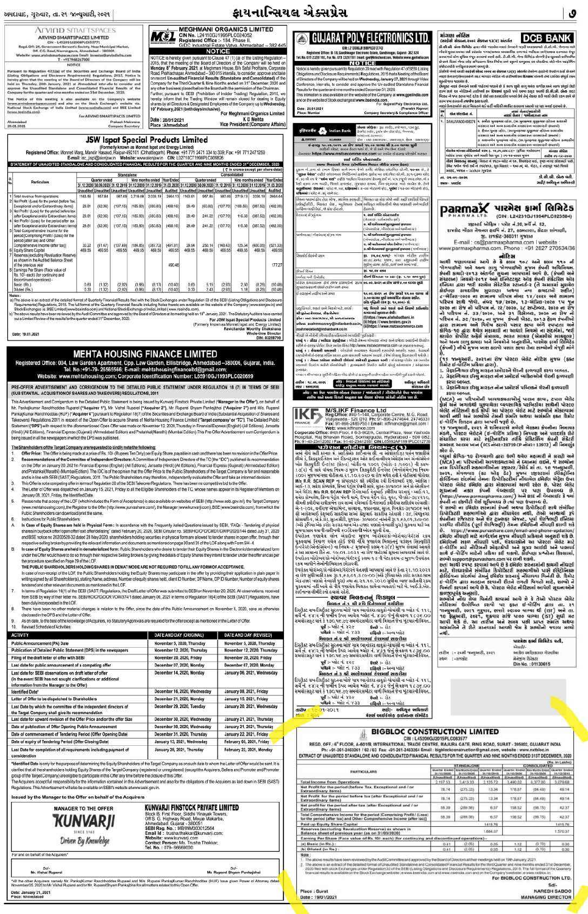## ARVIND SMARTSPACES LIMITED

CIN: L45201GJ2008PLC055771
Regd. Off: 24, Government Servant's Society, Near Municipal Market, Off. C.G. Road, Navrangpura, Ahmedabad - 380009.
Website: www.arvindsmartspaces.com Email: investor@arvindinfra.com
T: +917968267000

**NOTICE**

Pursuant to Regulation 47(1)(a) of the Securities and Exchange Board of India (Listing Obligations and Disclosure Requirements) Regulations, 2015, Notice is hereby given that meeting of the Board of Directors of the Company will be held on Thursday, 28th January, 2021 at Ahmedabad inter-alia to consider and approve the Unaudited Standalone and Consolidated Financial Results of the Company for the quarter and nine months ended 31st December, 2020.

The Notice of this meeting is also available on the Company's website (www.arvindsmartspaces.com) and also on the Stock Exchange's website viz. National Stock Exchange of India Limited (www.nseindia.com) and BSE Limited (www.bseindia.com).

For ARVIND SMARTSPACES LIMITED

Ahmedabad 20.01.2021

Prakash Makwana
Company Secretary

---

## MEGHMANI ORGANICS LIMITED

CIN No. L24110GJ1995PLC024052
Registered Office : 184, Phase II, GIDC Industrial Estate Vatva, Ahmedabad – 382 445

**NOTICE**

NOTICE is hereby given pursuant to Clause 47 (1) (a) of the Listing Regulation – 2015, that the meeting of the Board of Directors of the Company will be held on Monday, 8th February, 2021 at Meghmani House, B/h Safal Profitaire, Corporate Road, Prahladnagar, Ahmedabad – 380015 interalia, to consider, approve and take on record Un-audited Financial Results (Standalone and Consolidated) of the Company for the Third Quarter & Nine Months ended on 31st December, 2020 and any other business placed before the Board with the permission of the Chairman. Further, pursuant to SEBI (Prohibition of Insider Trading) Regulation, 2015, we hereby inform that the Trading Window will remain closed for dealing in Equity shares by all Directors & Designated Employees of the Company up to Wednesday, 10th February, 2021 (both days inclusive).

For Meghmani Organics Limited

Date : 20/01/2021
Place : Ahmedabad

K D Mehta
Vice President (Company Affairs)

---

## GUJARAT POLY ELECTRONICS LTD.

CIN: L21308GJ1989PLC012743
Registered Office: B-18, Gandhinagar Electronic Estate, Gandhinagar, Gujarat - 382 024
Tel. No. 079 23287151, Fax No. 079 23287161 Email: gpel@kilachandgroup.com, Website: www.gpelindia.com

**NOTICE**

Notice is hereby given pursuant to Regulation 29 read with Regulation 47 of SEBI (Listing Obligations and Disclosure Requirements) Regulations, 2015 that a Meeting of the Board of Directors of the Company will be held on Thursday, January 27, 2021 through Video Conference, inter-alia, to consider and approve the Un-audited Standalone Financial Results for the quarter and nine months ended December 31, 2020.

This intimation is also available on the website of the Company at www.gpelindia.com and on the website of Stock exchange at www.bseindia.com.

For Gujarat Poly Electronics Ltd.

Date : 20.01.2021
Place: Mumbai

Sd/-
Company Secretary & Compliance Officer

---

## JSW Ispat Special Products Limited

(Formerly known as Monnet Ispat and Energy Limited)

Registered Office: Monnet Marg, Mandir Hasaud, Raipur-492101 (Chhattisgarh). Phone: +91 771 2471 334 to 339; Fax: +91 771 2471250
E-mail: isc_jispl@aionjsw.in Website: www.aionjsw.in CIN: L02710CT1990PLC009826

**STATEMENT OF UNAUDITED STANDALONE AND CONSOLIDATED FINANCIAL RESULTS FOR THE QUARTER AND NINE MONTHS ENDED 31ST DECEMBER, 2020**

(₹ in crores except per share data)

| Sl. No. | Particulars | Standalone | | | | | | Consolidated | | | | | |
|---|---|---|---|---|---|---|---|---|---|---|---|---|---|
| | | Quarter ended | | | Nine months ended | | Year Ended | Quarter ended | | | Nine months ended | | Year Ended |
| | | 31.12.2020 | 30.09.2020 | 31.12.2019 | 31.12.2020 | 31.12.2019 | 31.03.2020 | 31.12.2020 | 30.09.2020 | 31.12.2019 | 31.12.2020 | 31.12.2019 | 31.03.2020 |
| | | Unaudited | Unaudited | Unaudited | Unaudited | Unaudited | Audited | Unaudited | Unaudited | Unaudited | Unaudited | Unaudited | Audited |
| 1 | Total revenue from operations | 1163.85 | 957.84 | 687.49 | 2,719.08 | 2,038.19 | 2664.13 | 1163.61 | 957.84 | 687.49 | 2719.13 | 2038.19 | 2664.64 |
| 2 | Net Profit / (Loss) for the period (before Tax, Exceptional and/or Extraordinary items) | 29.81 | (62.06) | (137.15) | (185.59) | (380.83) | (488.10) | 29.49 | (63.60) | (137.70) | (188.55) | (387.52) | (492.00) |
| 3 | Net Profit / (Loss) for the period before tax (after Exceptional and/or Extraordinary items) | 29.81 | (62.06) | (137.15) | (185.59) | (380.83) | (488.10) | 29.49 | 241.22 | (137.70) | 116.38 | (387.52) | (492.00) |
| 4 | Net Profit / (Loss) for the period after tax (after Exceptional and/or Extraordinary items) | 29.81 | (62.06) | (137.15) | (185.59) | (380.83) | (488.10) | 29.49 | 241.22 | (137.70) | 116.38 | (387.52) | (492.00) |
| 5 | Total Comprehensive Income for the period [Comprising Profit / (Loss) for the period (after tax) and Other Comprehensive Income (after tax)] | 30.22 | (61.47) | (137.49) | (184.85) | (381.78) | (491.31) | 29.94 | 250.14 | (140.43) | 125.44 | (400.09) | (521.33) |
| 6 | Equity Share Capital | 469.55 | 469.55 | 469.55 | 469.55 | 469.55 | 469.55 | 469.55 | 469.55 | 469.55 | 469.55 | 469.55 | 469.55 |
| 7 | Reserves (excluding Revaluation Reserve) as shown in the Audited Balance Sheet of the previous year | | | | | | 490.46 | | | | | | 177.27 |
| 8 | Earnings Per Share (Face value of Rs. 10/- each) (for continuing and discontinued operations) - | | | | | | | | | | | | |
| | Basic: (Rs.) | 0.63 | (1.32) | (2.92) | (3.96) | (8.17) | (10.40) | 0.63 | 5.15 | (2.93) | 2.50 | (8.25) | (10.48) |
| | Diluted: (Rs.) | 0.30 | (1.32) | (2.92) | (3.96) | (8.17) | (10.40) | 0.30 | 2.43 | (2.93) | 1.18 | (8.25) | (10.48) |

Notes:
a) The above is an extract of the detailed format of Quarterly Financial Results filed with the Stock Exchanges under Regulation 33 of the SEBI (Listing Obligations and Disclosure Requirements) Regulations, 2015. The full format of the Quarterly Financial Results including Notes thereto are available on the websites of the Company (www.aionjsw.in) and Stock Exchanges i.e. BSE Limited (www.bseindia.com) and National Stock Exchange of India Limited (www.nseindia.com).
b) The above results have been reviewed by the Audit Committee and approved by the Board of Directors at its meeting held on 19th January 2021. The Statutory Auditors have carried out a Limited Review of the results for the quarter ended 31st December, 2020.

For JSW Ispat Special Products Limited
(Formerly known as Monnet Ispat and Energy Limited)
Ravichandar Moorthy Dhakshana
Whole-time Director
DIN: 03298710

Date: 19.01.2021

---

## MEHTA HOUSING FINANCE LIMITED

Registered Office: 004, Law Garden Apartment, Opp. Law Garden, Ellisbridge, Ahmedabad –380006, Gujarat, India.
Tel. No:+91-79- 26565566; E-mail: mehtahousingfinanceltd@gmail.com;
Website: www.mehtahousing.com; Corporate Identification Number: L65910GJ1993PLC020699

**PRE-OFFER ADVERTISEMENT AND CORRIGENDUM TO THE DETAILED PUBLIC STATEMENT UNDER REGULATION 18 (7) IN TERMS OF SEBI (SUBSTANTIAL ACQUISITION OF SHARES AND TAKEOVERS) REGULATIONS, 2011**

This Advertisement and Corrigendum to the Detailed Public Statement is being issued by Kunvarji Finstock Private Limited ("Manager to the Offer"), on behalf of Mr. Pankajkumar Ranchhoddas Rupareli ("Acquirer 1"), Mr. Vishal Rupareli ("Acquirer 2"), Mr. Rupareli Shyam Pankajbhai ("Acquirer 3") and Mrs. Rupareli Pankajkumar Ranchhoddas (HUF) ("Acquirer 4") pursuant to Regulation 18(7) of the Securities and Exchange Board of India (Substantial Acquisition of Shares and Takeovers) Regulations 2011 in respect of the Open Offer to acquire Shares of Mehta Housing Finance Limited ("Target company" or "TC"). The Detailed Public Statement ("DPS") with respect to the aforementioned Open Offer was made on November 12, 2020, in Financial Express (English) (All Editions), Jansatta (Hindi) (All Editions), Financial Express (Gujarati) (Ahmedabad Edition) and Pratahkal (Marathi) (Mumbai Edition). This Pre-Offer Advertisement cum Corrigendum is being issued in all the newspapers in which the DPS was published.

**The Shareholders of the Target Company are requested to kindly note the following:**

1. **Offer Price:** The Offer is being made at a price of Rs. 10/- (Rupees Ten Only) per Equity Share, payable in cash and there has been no revision in the Offer Price.
2. **Recommendations of the Committee of Independent Directors:** A Committee of Independent Directors of the TC (the "IDC") published its recommendation on the Offer on January 20, 2021 in Financial Express (English) (All Editions), Jansatta (Hindi) (All Editions), Financial Express (Gujarati) (Ahmedabad Edition) and Pratahkal (Marathi) (Mumbai Edition). The IDC is of the opinion that the Offer Price to the Public Shareholders of the Target Company is fair and reasonable and is in line with SEBI (SAST) Regulations, 2011. The Public Shareholders may therefore, independently evaluate the Offer and take an informed decision.
3. This Offer is not a competing offer in terms of Regulation 20 of the SEBI Takeover Regulations. There has been no competing bid to the Offer.
4. The Letter of Offer was dispatched on January 15, 2021, Friday to all the Eligible Shareholders of the TC, whose names appear in its Register of Members on January 08, 2021, Friday, the Identified Date.
5. Please note that a copy of the LOF (which includes the Form of Acceptance) is also available on websites of SEBI (http://www.sebi.gov.in/), the Target Company (www.mehtahousing.com), the Registrar to the Offer (http://www.purvashare.com/), the Manager (www.kunvarji.com), BSE (www.bseindia.com), from which the Public Shareholders can download/print the same.
6. Instructions for Public Shareholders:
   a. **In Case of Equity Shares are held in Physical Form:** In accordance with the Frequently Asked Questions issued by SEBI, "FAQs - Tendering of physical shares in buyback offer/ open offer/ exit offer/ delisting" dated February 20, 2020, SEBI Circular no. SEBI/HO/CFD/CMD1/CIR/P/2020/144 dated July 31, 2020 and BSE notice no 20200528-32 dated 28 May 2020 shareholders holding securities in physical form are allowed to tender shares in open offer, through their respective stock broker by providing the relevant information and documents as mentioned on page 37 and 38 of the LOF along with Form-SH-4.
   b. **In case of Equity Shares are held in dematerialized form:** Public Shareholders who desire to tender their Equity Shares in the Electronic/dematerialized form under the Offer would have to do so through their respective Selling Brokers by giving the details of Equity Shares they intend to tender under the offer as per the procedure specified on Page 39 of the LOF.

   **THE PUBLIC SHAREHOLDERS HOLDING SHARES IN DEMAT MODE ARE NOT REQUIRED TO FILL ANY FORM OF ACCEPTANCE.**

   In case of non-receipt of the LOF, the Public Shareholders holding the Equity Shares may participate in the offer by providing their application in plain paper in writing signed by all Shareholders, stating Name, address, Number of equity shares held, client ID Number, DP Name, DP ID Number, Number of equity shares tendered and other relevant documents as mentioned in the LOF.
7. In terms of Regulation 16(1) of the SEBI (SAST) Regulations, the Draft Letter of Offer was submitted to SEBI on November 20, 2020. All observations received from SEBI by way of their letter no. SEBI/HO/CFD/DCR-1/OW/3741/1 dated January 06, 2021 in terms of Regulation 16(4) of the SEBI (SAST) Regulations, have been duly incorporated in the LOF.
8. There have been no other material changes in relation to the Offer, since the date of the Public Announcement on November 5, 2020, save as otherwise disclosed in the DPS and the Letter of Offer.
9. As on date, to the best of the knowledge of Acquirers, no Statutory Approvals are required for the offer except as mentioned in the Letter of Offer.
10. Revised Schedule of Activities

| ACTIVITY | DATE AND DAY (ORIGINAL) | DATE AND DAY (REVISED) |
|---|---|---|
| Public Announcement (PA) Date | November 5, 2020, Thursday | November 5, 2020, Thursday |
| Publication of Detailed Public Statement (DPS) in the newspapers | November 12, 2020, Thursday | November 12, 2020, Thursday |
| Filing of the draft letter of offer with SEBI | November 20, 2020, Friday | November 20, 2020, Friday |
| Last date for public announcement of a competing offer | December 07, 2020, Monday | December 07, 2020, Monday |
| Last date for SEBI observations on the draft letter of offer (in the event SEBI has not sought clarifications or additional information from the Manager to the Offer) | December 14, 2020, Monday | January 06, 2021, Wednesday |
| Identified Date* | December 16, 2020, Wednesday | January 08, 2021, Friday |
| Letter of Offer to be dispatched to Shareholders | December 23, 2020, Wednesday | January 15, 2021, Friday |
| Last Date by which the committee of the independent directors of the Target Company shall give its recommendation | December 29, 2020, Tuesday | January 20, 2021, Wednesday |
| Last date for upward revision of the Offer Price and/or the offer Size | December 30, 2020, Wednesday | January 21, 2021, Thursday |
| Date of publication of Offer Opening Public Announcement | December 30, 2020, Wednesday | January 21, 2021, Thursday |
| Date of commencement of Tendering Period (Offer Opening Date) | December 31, 2020, Thursday | January 22, 2021, Friday |
| Date of expiry of Tendering Period (Offer Closing Date) | January 13, 2021, Wednesday | February 05, 2021, Friday |
| Last Date for completion of all requirements including payment of consideration | January 28, 2021, Thursday | February 21, 2021, Monday |

*Identified Date is only for the purpose of determining the Equity Shareholders of the Target Company as on such date to whom the Letter of Offer would be sent. It is clarified that all the shareholders holding Equity Shares of the Target Company (registered or unregistered) (except the Acquirers, Sellers and Promoter and Promoter group of the Target Company) are eligible to participate in this Offer any time before the closure of this Offer.

The Acquirers accept full responsibility for the information contained in this Advertisement and also for the obligations of the Acquirers as laid down in SEBI (SAST) Regulations. This Advertisement will also be available on SEBI's website at www.sebi.gov.in.

**Issued by the Manager to the Offer on behalf of the Acquirers**

MANAGER TO THE OFFER
**KUNVARJI** — SINCE 1986 — Driven By Knowledge

**KUNVARJI FINSTOCK PRIVATE LIMITED**
Block B, First Floor, Siddhi Vinayak Towers, Off S. G. Highway Road, Mouje Makarba, Ahmedabad, Gujarat - 380051
SEBI Reg. No. : MB/INM000012564
Email Id : kunvarji@kunvarji.com
Website: www.kunvarji.com
Contact Person: Ms. Trusha Thakkar
Tel. No. : 079-66669000

For and on behalf of the Acquirers

| Sd/- | Sd/- | Sd/- | Sd/- |
|---|---|---|---|
| Mr. Vishal Rupareli | | | Mr. Rupareli Shyam Pankajbhai |

*All the other Acquirers namely Mr. Pankajkumar Ranchhoddas Rupareli and Mr. Rupareli Pankajkumar Ranchhoddas (HUF) have given Power of Attorney dated November 05, 2020 to Mr. Vishal Rupareli and/or Mr. Rupareli Shyam Pankajbhai for all matters related to this Open Offer.

Date: January 21, 2021
Place: Ahmedabad

---

## DCB BANK

**માંગણા નોટિસ**

(સરફેસી એક્ટ, ૨૦૦૨ ની કલમ ૧૩(૨) અંતર્ગત)

ડીસીબી બેંક લિમિટેડ દ્વારા નીચે જણાવેલ કરજદારોને લોન/ક્રેડિટ સુવિધાઓ આપવામાં આવી હતી. કરજદારો દ્વારા લોન એકાઉન્ટની ચુકવણીમાં ચૂક કરવામાં આવી હોવાથી સદર એકાઉન્ટને નોન-પરફોર્મિંગ એસેટ (એનપીએ) તરીકે વર્ગીકૃત કરવામાં આવેલ છે. સિક્યોરીટાઇઝેશન એન્ડ રિકન્સ્ટ્રક્શન ઓફ ફાઇનાન્સિયલ એસેટ્સ એન્ડ એન્ફોર્સમેન્ટ ઓફ સિક્યોરિટી ઇન્ટરેસ્ટ એક્ટ, ૨૦૦૨ ની કલમ ૧૩(૨) હેઠળ નીચે જણાવેલ કરજદારોને માંગણા નોટિસ પાઠવવામાં આવી હતી, પરંતુ તે બજવણી વગર પરત આવેલ છે. તેથી આ જાહેર નોટિસ દ્વારા સદર કરજદારોને જાણ કરવામાં આવે છે કે નોટિસની તારીખથી ૬૦ દિવસની અંદર બાકી રકમ ચૂકવી દે, અન્યથા સુરક્ષિત લેણદાર સદર એક્ટની કલમ ૧૩(૪) હેઠળ સિક્યોર્ડ એસેટ્સ સામે કાર્યવાહી કરશે.

| ક્રમ | લોન એકાઉન્ટ નં. | નામ / સરનામું / સ્થાવર મિલકતની વિગત |
|---|---|---|
| ૧. | DAHLRAN00408376 | ૧. સાવિત્રા મુકેશભાઈ મહેતા, (સહ-કરજદાર સાથે) ૨. ધીરુભાઈ મુકેશભાઈ મહેતા, (સહ-કરજદાર) ... સ્થાવર મિલકત: ... |

એનપીએ તારીખ: ... ; માંગણા નોટિસની તારીખ: ...

તારીખ : ૨૧.૦૧.૨૦૨૧
સ્થળ : અમદાવાદ

ડી.સી.બી. બેંક લિ.
સહી/- અધિકૃત અધિકારી

---

## ઇન્ડિયન બેંક (Indian Bank) — ઈ-હરાજી વેચાણ નોટિસ

ઈ-હરાજી તા. ૦૯.૦૨.૨૦૨૧ ના રોજ સવારે ૧૧:૦૦ વાગ્યા થી ૩:૦૦ વાગ્યા સુધી

વેબસાઇટ: https://www.mstcecommerce.com

સ્થાવર મિલકતોના વેચાણ માટે ઈ-હરાજી વેચાણ નોટિસ, સિક્યોરીટાઇઝેશન એન્ડ રિકન્સ્ટ્રક્શન ઓફ ફાઇનાન્સિયલ એસેટ્સ એન્ડ એન્ફોર્સમેન્ટ ઓફ સિક્યોરિટી ઇન્ટરેસ્ટ એક્ટ, ૨૦૦૨ તથા સિક્યોરિટી ઇન્ટરેસ્ટ (એન્ફોર્સમેન્ટ) રૂલ્સ, ૨૦૦૨ ના નિયમ ૮(૬) હેઠળ.

વેબસાઇટ: https://www.allahabadbank.in, https://www.tenders.gov.in, https://www.mstcecommerce.com

તારીખ : ૧૯.૦૧.૨૦૨૧
સ્થળ : અમદાવાદ

અધિકૃત અધિકારી
ઇન્ડિયન બેંક

---

## M/S.IKF Finance Ltd

Reg.Office: #40-1-144, Corporate Centre, M.G. Road, Vijayawada - 520 010. Ph: 91-866-2474644, 24746331 Fax: 91-866-2485755 Email: ikffinance@gmail.com Web: www.ikffinance.com
Corporate Office: 6th Floor, # 6-3-902/A, Central Plaza, Near Yashoda Hospital, Raj Bhavan Road, Somajiguda, Hyderabad - 500 082 Ph: 91-40-23412083 / 23412084 | CIN: L65992AP1991PLC012736

**પઝેશન નોટિસ નિયમ-૮(૧)**

સ્થાવર મિલકતનું વિવરણ

તારીખ : ૧૯-૦૧-૨૦૨૧
સ્થળ : ગુજરાત

સહી/- અધિકૃત અધિકારી
મેસર્સ આઈકેએફ ફાઇનાન્સ લીમીટેડ

---

## parmax પારમેક્સ ફાર્મા લિમિટેડ

(CIN : L24231GJ1994PLC023504)

રજીસ્ટર્ડ ઓફિસ : પ્લોટ નં.૨૦, સર્વે નં. ૫૨, રાજકોટ ગોંડલ નેશનલ હાઈવે નં. ૨૭, હડમતાલા, કોટડા સાંગાણી, જી. રાજકોટ-૩૬૦૩૧૧ ગુજરાત

E-mail : cs@parmaxpharma.com | website : www.parmaxpharma.com. Phone : +91 2827 270534/36

**નોટિસ**

આથી જણાવવામાં આવે છે કે કંપનીની ૨૭મી વાર્ષિક સાધારણ સભા (એજીએમ) વિડિયો કોન્ફરન્સિંગ (વીસી) / અન્ય ઓડિયો વિઝ્યુઅલ માધ્યમ (ઓએવીએમ) મારફત ... યોજાશે.

પારમેક્સ ફાર્મા લિમિટેડ વતી,
સહી/-
અલ્કેશ ગોપાણી
મેનેજિંગ ડિરેક્ટર
Din No. : 01130615

તારીખ : ૨૦ જાન્યુઆરી, ૨૦૨૧
સ્થળ : રાજકોટ

---

## BIGBLOC CONSTRUCTION LIMITED

CIN : L45200GJ2015PLC083577
REGD. OFF.: 6th FLOOR, A-601/B, INTERNATIONAL TRADE CENTRE, MAJURA GATE, RING ROAD, SURAT - 395002, GUJARAT INDIA
Ph : 91-261-2463261 / 62 / 63 | Fax : 91-261-2463264 | Email : bigblockconstruction@gmail.com, website : www.nxtbloc.in

**EXTRACT OF UNAUDITED STANDALONE AND CONSOLIDATED FINANCIAL RESULTS FOR THE QUARTER AND NINE MONTHS ENDED 31ST DECEMBER, 2020**

(Rs. in Lakhs)

| PARTICULARS | STANDALONE | | | CONSOLIDATED | | |
|---|---|---|---|---|---|---|
| | Quarter Ended 31/12/2020 (Unaudited) | Nine Months Ended 31/12/2020 (Unaudited) | Quarter Ended 31/12/2019 (Unaudited) | Quarter Ended 31/12/2020 (Unaudited) | Nine Months Ended 31/12/2020 (Unaudited) | Quarter Ended 31/12/2019 (Unaudited) |
| Total Income from Operations | 2,197.53 | 3,413.33 | 2,105.72 | 3,490.53 | 5,377.00 | 3,079.69 |
| Net Profit for the period (before Tax, Exceptional and / or Extraordinary items) | 78.74 | (275.33) | 13.34 | 178.87 | (84.49) | 49.14 |
| Net Profit for the period before tax (after Exceptional and / or Extraordinary items) | 78.74 | (275.33) | 13.34 | 178.87 | (84.49) | 49.14 |
| Net Profit for the period after tax (after Exceptional and / or Extraordinary items) | 58.39 | (289.58) | 6.57 | 158.52 | (98.75) | 42.37 |
| Total Comprehensive Income for the period [Comprising Profit / (Loss) for the period (after tax) and Other Comprehensive Income (after tax)] | 58.39 | (289.58) | 6.57 | 158.52 | (98.75) | 42.37 |
| Paid up Equity Share Capital | | 1415.76 | | | 1415.76 | |
| Reserves (excluding Revaluation Reserve) as shown in the Audited Balance sheet of previous year (as on 31/03/2020) | | 1,684.07 | | | 1,570.37 | |
| Earning Per Share (Face value of Rs. 10/- each) (for continuing and discontinued operations) - | | | | | | |
| (a) Basic (in Rs.) | 0.41 | (2.05) | 0.05 | 1.12 | (0.70) | 0.30 |
| (b) Diluted (in Rs.) | 0.41 | (2.05) | 0.05 | 1.12 | (0.70) | 0.30 |

Notes:
1. The above results have been reviewed by the Audit Committee and approved by the Board of Directors at their meetings held on 19th January, 2021.
2. The above is an extract of the detailed format of Unaudited Standalone and Consolidated Financial Results for the third Quarter and nine months ended 31st December, 2020 filed with Stock Exchanges under Regulation 33 of the SEBI (Listing Obligations and Disclosure Requirements) Regulations, 2015. The full format of the Quarterly financial results is available on the Stock Exchange websites www.bseindia.com and www.nseindia.com and on Company's website www.nxtbloc.in.

For BIGBLOC CONSTRUCTION LTD.
Sd/-
NARESH SABOO
MANAGING DIRECTOR

Place : Surat
Date : 19/01/2021